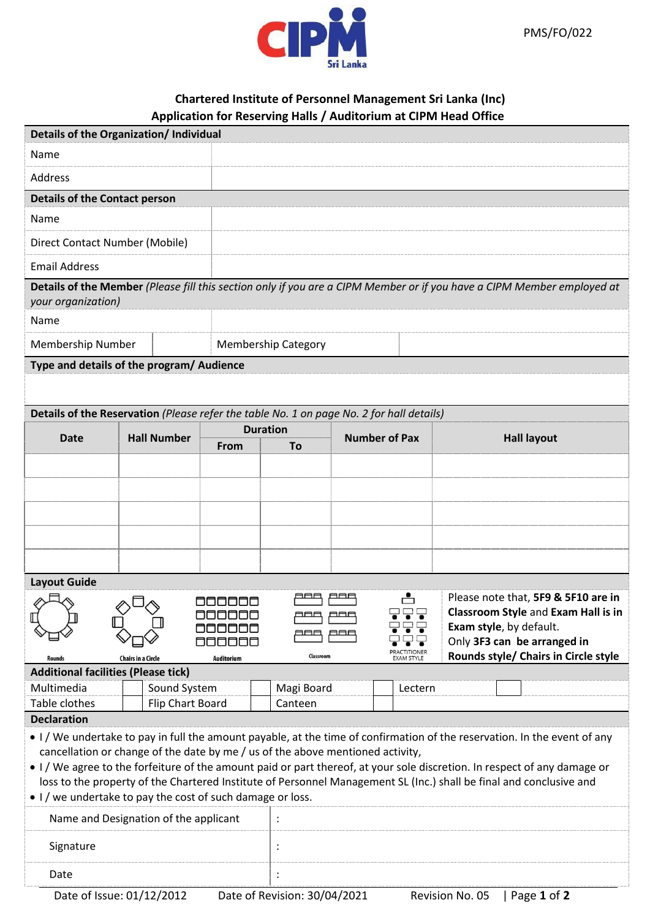PMS/FO/022

## Chartered Institute of Personnel Management Sri Lanka (Inc)
## Application for Reserving Halls / Auditorium at CIPM Head Office

| **Details of the Organization/ Individual** | |
|---|---|
| Name | |
| Address | |
| **Details of the Contact person** | |
| Name | |
| Direct Contact Number (Mobile) | |
| Email Address | |

**Details of the Member** *(Please fill this section only if you are a CIPM Member or if you have a CIPM Member employed at your organization)*

| Name | | | |
|---|---|---|---|
| Membership Number | | Membership Category | |

**Type and details of the program/ Audience**

**Details of the Reservation** *(Please refer the table No. 1 on page No. 2 for hall details)*

| Date | Hall Number | Duration | | Number of Pax | Hall layout |
|---|---|---|---|---|---|
| | | From | To | | |
| | | | | | |
| | | | | | |
| | | | | | |
| | | | | | |
| | | | | | |

**Layout Guide**

Rounds | Chairs in a Circle | Auditorium | Classroom | PRACTITIONER EXAM STYLE

Please note that, **5F9 & 5F10 are in Classroom Style** and **Exam Hall is in Exam style**, by default. Only **3F3 can be arranged in Rounds style/ Chairs in Circle style**

**Additional facilities (Please tick)**

| Multimedia | | Sound System | | Magi Board | | Lectern | |
|---|---|---|---|---|---|---|---|
| Table clothes | | Flip Chart Board | | Canteen | | | |

**Declaration**

- I / We undertake to pay in full the amount payable, at the time of confirmation of the reservation. In the event of any cancellation or change of the date by me / us of the above mentioned activity,
- I / We agree to the forfeiture of the amount paid or part thereof, at your sole discretion. In respect of any damage or loss to the property of the Chartered Institute of Personnel Management SL (Inc.) shall be final and conclusive and
- I / we undertake to pay the cost of such damage or loss.

| Name and Designation of the applicant | : |
|---|---|
| Signature | : |
| Date | : |

Date of Issue: 01/12/2012 Date of Revision: 30/04/2021 Revision No. 05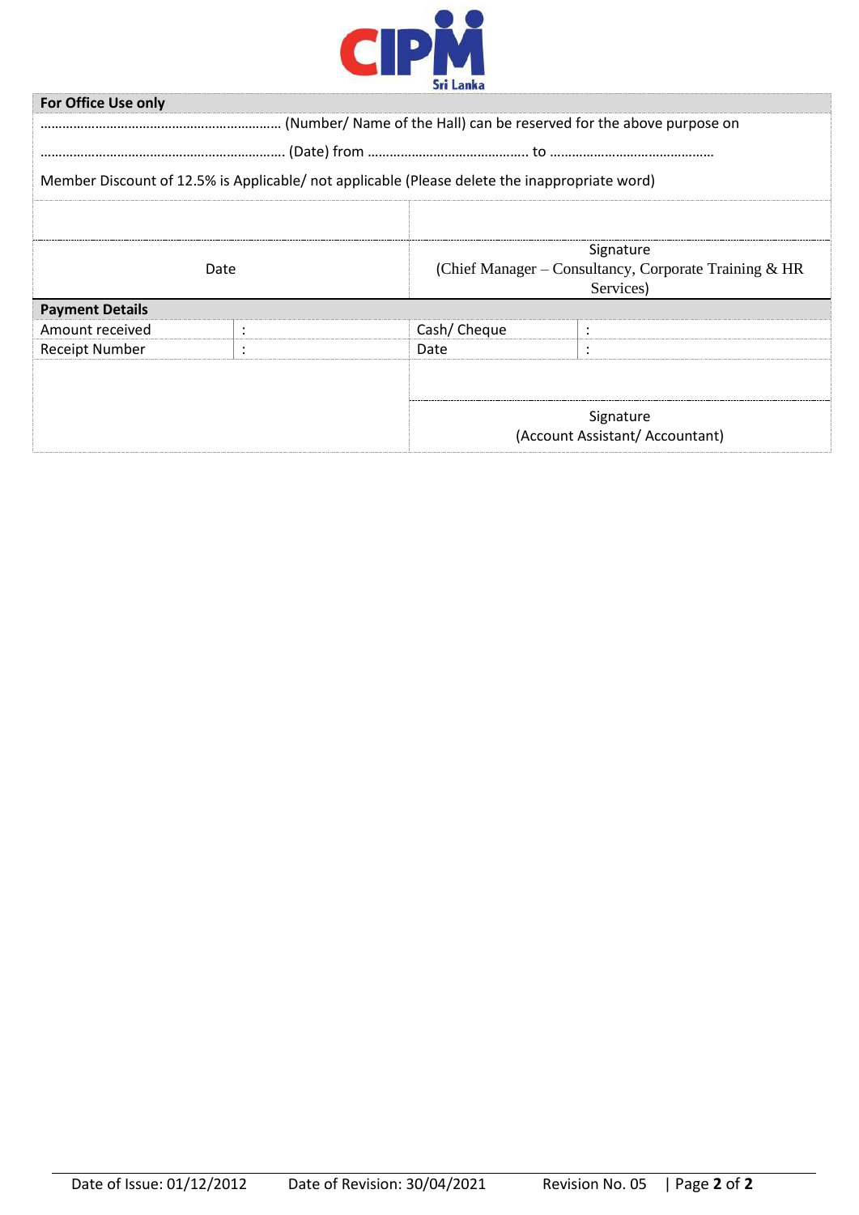**For Office Use only**

……………………………………………………… (Number/ Name of the Hall) can be reserved for the above purpose on

………………………………………………………. (Date) from ……………………………………. to ……………………………………

Member Discount of 12.5% is Applicable/ not applicable (Please delete the inappropriate word)

| | |
|---|---|
| | |
| Date | Signature<br>(Chief Manager – Consultancy, Corporate Training & HR Services) |

**Payment Details**

| | | | |
|---|---|---|---|
| Amount received | : | Cash/ Cheque | : |
| Receipt Number | : | Date | : |
| | | | |
| | | Signature<br>(Account Assistant/ Accountant) | |

Date of Issue: 01/12/2012 Date of Revision: 30/04/2021 Revision No. 05